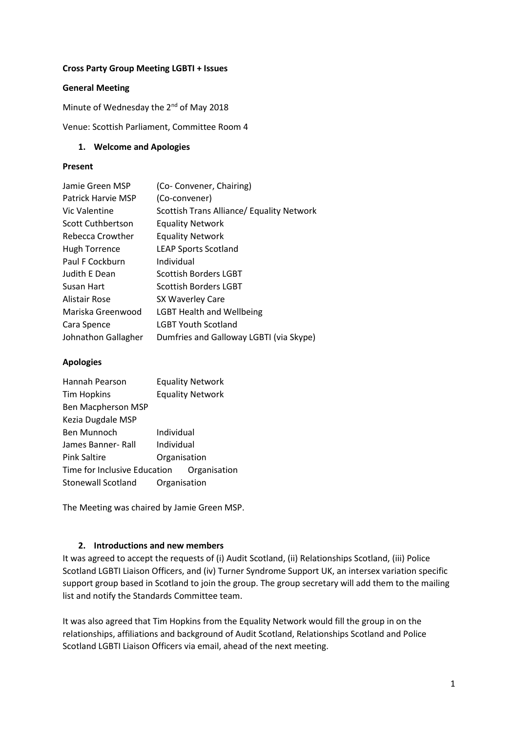**Cross Party Group Meeting LGBTI + Issues**

**General Meeting**

Minute of Wednesday the 2nd of May 2018

Venue: Scottish Parliament, Committee Room 4

1. **Welcome and Apologies**

**Present**

| | |
|---|---|
| Jamie Green MSP | (Co- Convener, Chairing) |
| Patrick Harvie MSP | (Co-convener) |
| Vic Valentine | Scottish Trans Alliance/ Equality Network |
| Scott Cuthbertson | Equality Network |
| Rebecca Crowther | Equality Network |
| Hugh Torrence | LEAP Sports Scotland |
| Paul F Cockburn | Individual |
| Judith E Dean | Scottish Borders LGBT |
| Susan Hart | Scottish Borders LGBT |
| Alistair Rose | SX Waverley Care |
| Mariska Greenwood | LGBT Health and Wellbeing |
| Cara Spence | LGBT Youth Scotland |
| Johnathon Gallagher | Dumfries and Galloway LGBTI (via Skype) |

**Apologies**

| | |
|---|---|
| Hannah Pearson | Equality Network |
| Tim Hopkins | Equality Network |
| Ben Macpherson MSP | |
| Kezia Dugdale MSP | |
| Ben Munnoch | Individual |
| James Banner- Rall | Individual |
| Pink Saltire | Organisation |
| Time for Inclusive Education | Organisation |
| Stonewall Scotland | Organisation |

The Meeting was chaired by Jamie Green MSP.

2. **Introductions and new members**

It was agreed to accept the requests of (i) Audit Scotland, (ii) Relationships Scotland, (iii) Police Scotland LGBTI Liaison Officers, and (iv) Turner Syndrome Support UK, an intersex variation specific support group based in Scotland to join the group. The group secretary will add them to the mailing list and notify the Standards Committee team.

It was also agreed that Tim Hopkins from the Equality Network would fill the group in on the relationships, affiliations and background of Audit Scotland, Relationships Scotland and Police Scotland LGBTI Liaison Officers via email, ahead of the next meeting.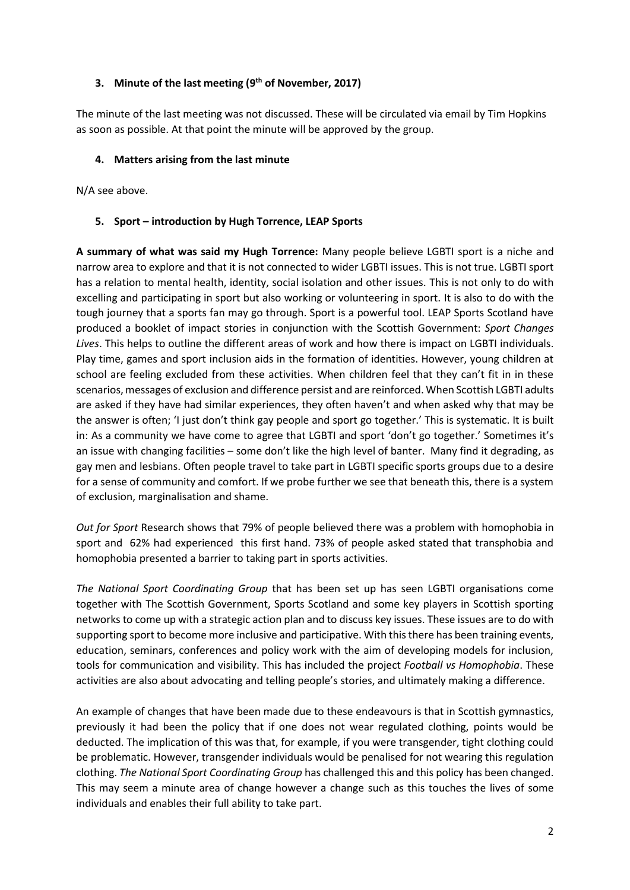## 3. Minute of the last meeting (9th of November, 2017)

The minute of the last meeting was not discussed. These will be circulated via email by Tim Hopkins as soon as possible. At that point the minute will be approved by the group.

## 4. Matters arising from the last minute

N/A see above.

## 5. Sport – introduction by Hugh Torrence, LEAP Sports

**A summary of what was said my Hugh Torrence:** Many people believe LGBTI sport is a niche and narrow area to explore and that it is not connected to wider LGBTI issues. This is not true. LGBTI sport has a relation to mental health, identity, social isolation and other issues. This is not only to do with excelling and participating in sport but also working or volunteering in sport. It is also to do with the tough journey that a sports fan may go through. Sport is a powerful tool. LEAP Sports Scotland have produced a booklet of impact stories in conjunction with the Scottish Government: *Sport Changes Lives*. This helps to outline the different areas of work and how there is impact on LGBTI individuals. Play time, games and sport inclusion aids in the formation of identities. However, young children at school are feeling excluded from these activities. When children feel that they can't fit in in these scenarios, messages of exclusion and difference persist and are reinforced. When Scottish LGBTI adults are asked if they have had similar experiences, they often haven't and when asked why that may be the answer is often; 'I just don't think gay people and sport go together.' This is systematic. It is built in: As a community we have come to agree that LGBTI and sport 'don't go together.' Sometimes it's an issue with changing facilities – some don't like the high level of banter. Many find it degrading, as gay men and lesbians. Often people travel to take part in LGBTI specific sports groups due to a desire for a sense of community and comfort. If we probe further we see that beneath this, there is a system of exclusion, marginalisation and shame.

*Out for Sport* Research shows that 79% of people believed there was a problem with homophobia in sport and 62% had experienced this first hand. 73% of people asked stated that transphobia and homophobia presented a barrier to taking part in sports activities.

*The National Sport Coordinating Group* that has been set up has seen LGBTI organisations come together with The Scottish Government, Sports Scotland and some key players in Scottish sporting networks to come up with a strategic action plan and to discuss key issues. These issues are to do with supporting sport to become more inclusive and participative. With this there has been training events, education, seminars, conferences and policy work with the aim of developing models for inclusion, tools for communication and visibility. This has included the project *Football vs Homophobia*. These activities are also about advocating and telling people's stories, and ultimately making a difference.

An example of changes that have been made due to these endeavours is that in Scottish gymnastics, previously it had been the policy that if one does not wear regulated clothing, points would be deducted. The implication of this was that, for example, if you were transgender, tight clothing could be problematic. However, transgender individuals would be penalised for not wearing this regulation clothing. *The National Sport Coordinating Group* has challenged this and this policy has been changed. This may seem a minute area of change however a change such as this touches the lives of some individuals and enables their full ability to take part.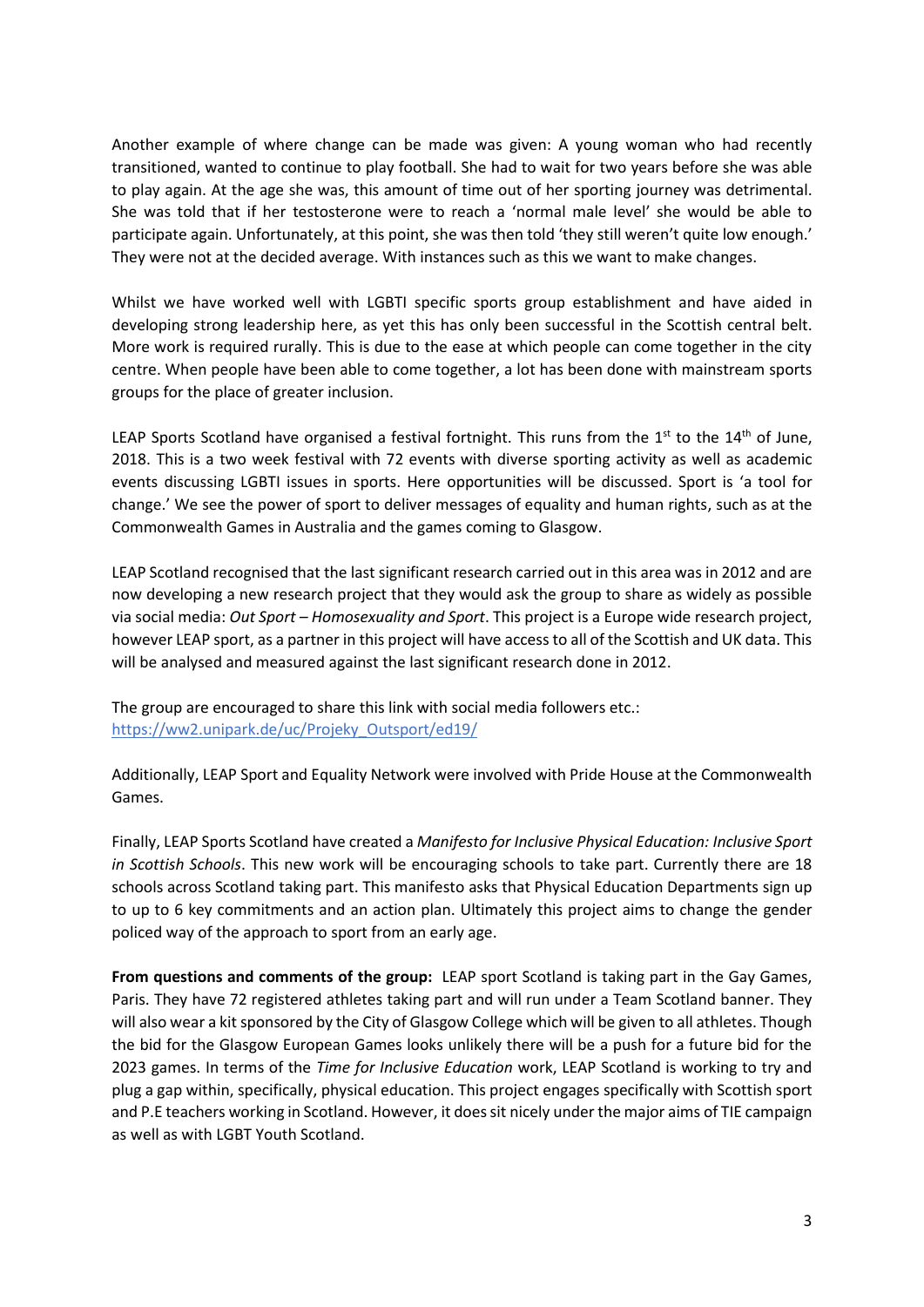Another example of where change can be made was given: A young woman who had recently transitioned, wanted to continue to play football. She had to wait for two years before she was able to play again. At the age she was, this amount of time out of her sporting journey was detrimental. She was told that if her testosterone were to reach a 'normal male level' she would be able to participate again. Unfortunately, at this point, she was then told 'they still weren't quite low enough.' They were not at the decided average. With instances such as this we want to make changes.

Whilst we have worked well with LGBTI specific sports group establishment and have aided in developing strong leadership here, as yet this has only been successful in the Scottish central belt. More work is required rurally. This is due to the ease at which people can come together in the city centre. When people have been able to come together, a lot has been done with mainstream sports groups for the place of greater inclusion.

LEAP Sports Scotland have organised a festival fortnight. This runs from the 1st to the 14th of June, 2018. This is a two week festival with 72 events with diverse sporting activity as well as academic events discussing LGBTI issues in sports. Here opportunities will be discussed. Sport is 'a tool for change.' We see the power of sport to deliver messages of equality and human rights, such as at the Commonwealth Games in Australia and the games coming to Glasgow.

LEAP Scotland recognised that the last significant research carried out in this area was in 2012 and are now developing a new research project that they would ask the group to share as widely as possible via social media: *Out Sport – Homosexuality and Sport*. This project is a Europe wide research project, however LEAP sport, as a partner in this project will have access to all of the Scottish and UK data. This will be analysed and measured against the last significant research done in 2012.

The group are encouraged to share this link with social media followers etc.:
https://ww2.unipark.de/uc/Projeky_Outsport/ed19/

Additionally, LEAP Sport and Equality Network were involved with Pride House at the Commonwealth Games.

Finally, LEAP Sports Scotland have created a *Manifesto for Inclusive Physical Education: Inclusive Sport in Scottish Schools*. This new work will be encouraging schools to take part. Currently there are 18 schools across Scotland taking part. This manifesto asks that Physical Education Departments sign up to up to 6 key commitments and an action plan. Ultimately this project aims to change the gender policed way of the approach to sport from an early age.

**From questions and comments of the group:** LEAP sport Scotland is taking part in the Gay Games, Paris. They have 72 registered athletes taking part and will run under a Team Scotland banner. They will also wear a kit sponsored by the City of Glasgow College which will be given to all athletes. Though the bid for the Glasgow European Games looks unlikely there will be a push for a future bid for the 2023 games. In terms of the *Time for Inclusive Education* work, LEAP Scotland is working to try and plug a gap within, specifically, physical education. This project engages specifically with Scottish sport and P.E teachers working in Scotland. However, it does sit nicely under the major aims of TIE campaign as well as with LGBT Youth Scotland.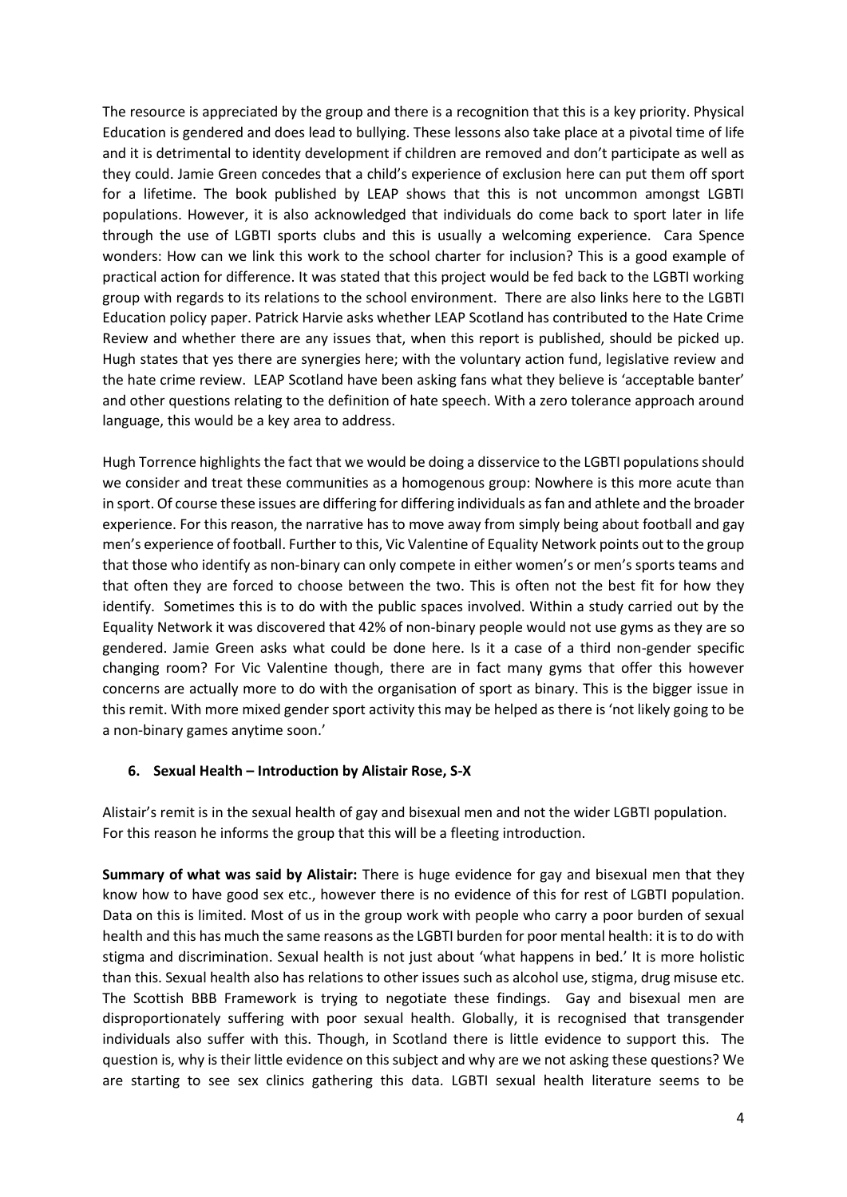The resource is appreciated by the group and there is a recognition that this is a key priority. Physical Education is gendered and does lead to bullying. These lessons also take place at a pivotal time of life and it is detrimental to identity development if children are removed and don't participate as well as they could. Jamie Green concedes that a child's experience of exclusion here can put them off sport for a lifetime. The book published by LEAP shows that this is not uncommon amongst LGBTI populations. However, it is also acknowledged that individuals do come back to sport later in life through the use of LGBTI sports clubs and this is usually a welcoming experience. Cara Spence wonders: How can we link this work to the school charter for inclusion? This is a good example of practical action for difference. It was stated that this project would be fed back to the LGBTI working group with regards to its relations to the school environment. There are also links here to the LGBTI Education policy paper. Patrick Harvie asks whether LEAP Scotland has contributed to the Hate Crime Review and whether there are any issues that, when this report is published, should be picked up. Hugh states that yes there are synergies here; with the voluntary action fund, legislative review and the hate crime review. LEAP Scotland have been asking fans what they believe is 'acceptable banter' and other questions relating to the definition of hate speech. With a zero tolerance approach around language, this would be a key area to address.

Hugh Torrence highlights the fact that we would be doing a disservice to the LGBTI populations should we consider and treat these communities as a homogenous group: Nowhere is this more acute than in sport. Of course these issues are differing for differing individuals as fan and athlete and the broader experience. For this reason, the narrative has to move away from simply being about football and gay men's experience of football. Further to this, Vic Valentine of Equality Network points out to the group that those who identify as non-binary can only compete in either women's or men's sports teams and that often they are forced to choose between the two. This is often not the best fit for how they identify. Sometimes this is to do with the public spaces involved. Within a study carried out by the Equality Network it was discovered that 42% of non-binary people would not use gyms as they are so gendered. Jamie Green asks what could be done here. Is it a case of a third non-gender specific changing room? For Vic Valentine though, there are in fact many gyms that offer this however concerns are actually more to do with the organisation of sport as binary. This is the bigger issue in this remit. With more mixed gender sport activity this may be helped as there is 'not likely going to be a non-binary games anytime soon.'

## 6. Sexual Health – Introduction by Alistair Rose, S-X

Alistair's remit is in the sexual health of gay and bisexual men and not the wider LGBTI population. For this reason he informs the group that this will be a fleeting introduction.

**Summary of what was said by Alistair:** There is huge evidence for gay and bisexual men that they know how to have good sex etc., however there is no evidence of this for rest of LGBTI population. Data on this is limited. Most of us in the group work with people who carry a poor burden of sexual health and this has much the same reasons as the LGBTI burden for poor mental health: it is to do with stigma and discrimination. Sexual health is not just about 'what happens in bed.' It is more holistic than this. Sexual health also has relations to other issues such as alcohol use, stigma, drug misuse etc. The Scottish BBB Framework is trying to negotiate these findings. Gay and bisexual men are disproportionately suffering with poor sexual health. Globally, it is recognised that transgender individuals also suffer with this. Though, in Scotland there is little evidence to support this. The question is, why is their little evidence on this subject and why are we not asking these questions? We are starting to see sex clinics gathering this data. LGBTI sexual health literature seems to be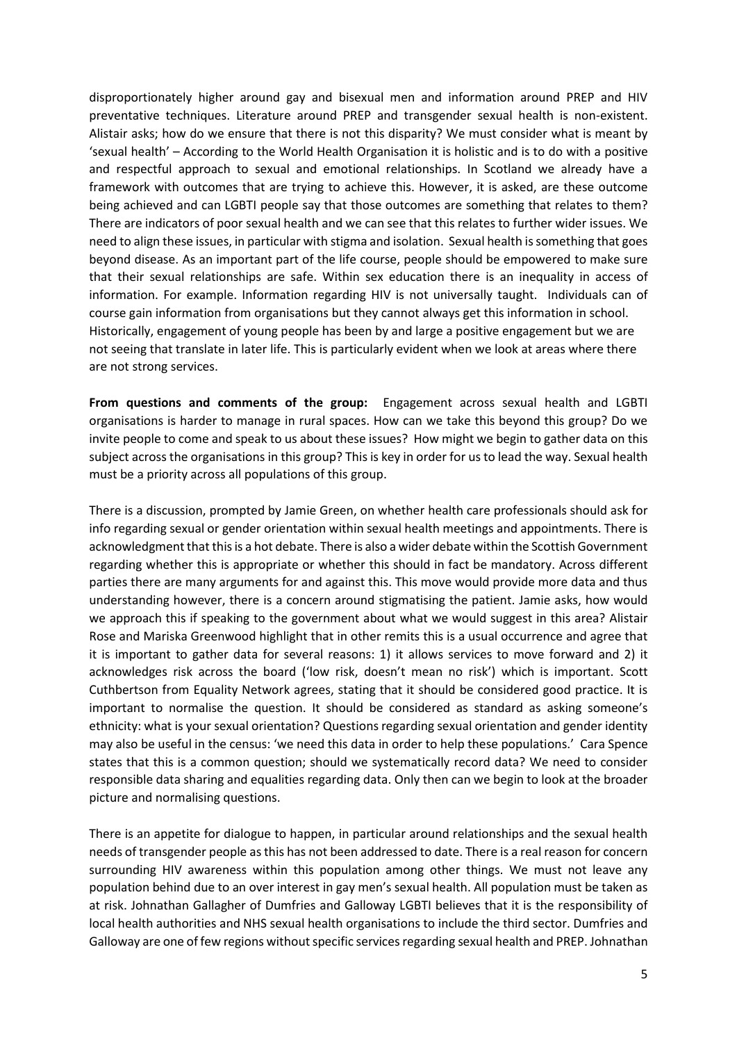disproportionately higher around gay and bisexual men and information around PREP and HIV preventative techniques. Literature around PREP and transgender sexual health is non-existent. Alistair asks; how do we ensure that there is not this disparity? We must consider what is meant by 'sexual health' – According to the World Health Organisation it is holistic and is to do with a positive and respectful approach to sexual and emotional relationships. In Scotland we already have a framework with outcomes that are trying to achieve this. However, it is asked, are these outcome being achieved and can LGBTI people say that those outcomes are something that relates to them? There are indicators of poor sexual health and we can see that this relates to further wider issues. We need to align these issues, in particular with stigma and isolation. Sexual health is something that goes beyond disease. As an important part of the life course, people should be empowered to make sure that their sexual relationships are safe. Within sex education there is an inequality in access of information. For example. Information regarding HIV is not universally taught. Individuals can of course gain information from organisations but they cannot always get this information in school. Historically, engagement of young people has been by and large a positive engagement but we are not seeing that translate in later life. This is particularly evident when we look at areas where there are not strong services.

**From questions and comments of the group:** Engagement across sexual health and LGBTI organisations is harder to manage in rural spaces. How can we take this beyond this group? Do we invite people to come and speak to us about these issues? How might we begin to gather data on this subject across the organisations in this group? This is key in order for us to lead the way. Sexual health must be a priority across all populations of this group.

There is a discussion, prompted by Jamie Green, on whether health care professionals should ask for info regarding sexual or gender orientation within sexual health meetings and appointments. There is acknowledgment that this is a hot debate. There is also a wider debate within the Scottish Government regarding whether this is appropriate or whether this should in fact be mandatory. Across different parties there are many arguments for and against this. This move would provide more data and thus understanding however, there is a concern around stigmatising the patient. Jamie asks, how would we approach this if speaking to the government about what we would suggest in this area? Alistair Rose and Mariska Greenwood highlight that in other remits this is a usual occurrence and agree that it is important to gather data for several reasons: 1) it allows services to move forward and 2) it acknowledges risk across the board ('low risk, doesn't mean no risk') which is important. Scott Cuthbertson from Equality Network agrees, stating that it should be considered good practice. It is important to normalise the question. It should be considered as standard as asking someone's ethnicity: what is your sexual orientation? Questions regarding sexual orientation and gender identity may also be useful in the census: 'we need this data in order to help these populations.' Cara Spence states that this is a common question; should we systematically record data? We need to consider responsible data sharing and equalities regarding data. Only then can we begin to look at the broader picture and normalising questions.

There is an appetite for dialogue to happen, in particular around relationships and the sexual health needs of transgender people as this has not been addressed to date. There is a real reason for concern surrounding HIV awareness within this population among other things. We must not leave any population behind due to an over interest in gay men's sexual health. All population must be taken as at risk. Johnathan Gallagher of Dumfries and Galloway LGBTI believes that it is the responsibility of local health authorities and NHS sexual health organisations to include the third sector. Dumfries and Galloway are one of few regions without specific services regarding sexual health and PREP. Johnathan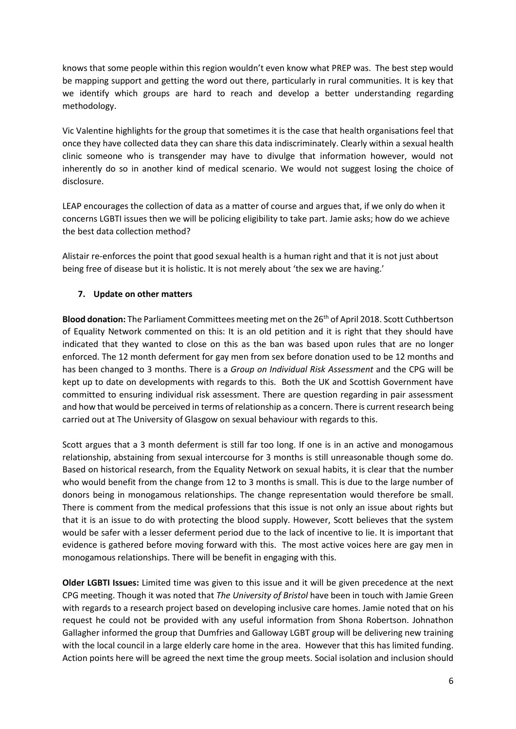knows that some people within this region wouldn't even know what PREP was. The best step would be mapping support and getting the word out there, particularly in rural communities. It is key that we identify which groups are hard to reach and develop a better understanding regarding methodology.

Vic Valentine highlights for the group that sometimes it is the case that health organisations feel that once they have collected data they can share this data indiscriminately. Clearly within a sexual health clinic someone who is transgender may have to divulge that information however, would not inherently do so in another kind of medical scenario. We would not suggest losing the choice of disclosure.

LEAP encourages the collection of data as a matter of course and argues that, if we only do when it concerns LGBTI issues then we will be policing eligibility to take part. Jamie asks; how do we achieve the best data collection method?

Alistair re-enforces the point that good sexual health is a human right and that it is not just about being free of disease but it is holistic. It is not merely about 'the sex we are having.'

## 7. Update on other matters

**Blood donation:** The Parliament Committees meeting met on the 26th of April 2018. Scott Cuthbertson of Equality Network commented on this: It is an old petition and it is right that they should have indicated that they wanted to close on this as the ban was based upon rules that are no longer enforced. The 12 month deferment for gay men from sex before donation used to be 12 months and has been changed to 3 months. There is a *Group on Individual Risk Assessment* and the CPG will be kept up to date on developments with regards to this. Both the UK and Scottish Government have committed to ensuring individual risk assessment. There are question regarding in pair assessment and how that would be perceived in terms of relationship as a concern. There is current research being carried out at The University of Glasgow on sexual behaviour with regards to this.

Scott argues that a 3 month deferment is still far too long. If one is in an active and monogamous relationship, abstaining from sexual intercourse for 3 months is still unreasonable though some do. Based on historical research, from the Equality Network on sexual habits, it is clear that the number who would benefit from the change from 12 to 3 months is small. This is due to the large number of donors being in monogamous relationships. The change representation would therefore be small. There is comment from the medical professions that this issue is not only an issue about rights but that it is an issue to do with protecting the blood supply. However, Scott believes that the system would be safer with a lesser deferment period due to the lack of incentive to lie. It is important that evidence is gathered before moving forward with this. The most active voices here are gay men in monogamous relationships. There will be benefit in engaging with this.

**Older LGBTI Issues:** Limited time was given to this issue and it will be given precedence at the next CPG meeting. Though it was noted that *The University of Bristol* have been in touch with Jamie Green with regards to a research project based on developing inclusive care homes. Jamie noted that on his request he could not be provided with any useful information from Shona Robertson. Johnathon Gallagher informed the group that Dumfries and Galloway LGBT group will be delivering new training with the local council in a large elderly care home in the area. However that this has limited funding. Action points here will be agreed the next time the group meets. Social isolation and inclusion should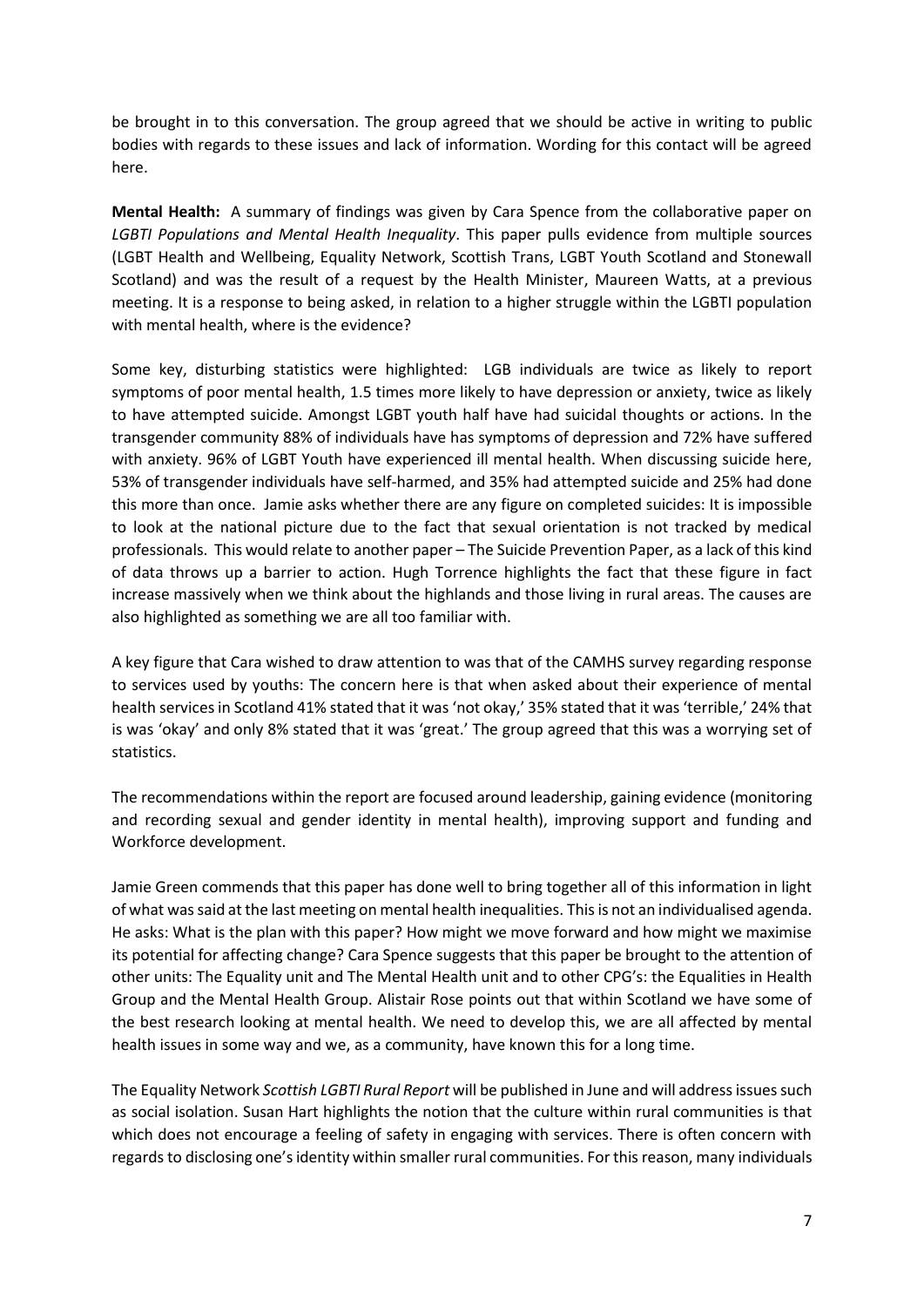be brought in to this conversation. The group agreed that we should be active in writing to public bodies with regards to these issues and lack of information. Wording for this contact will be agreed here.

**Mental Health:** A summary of findings was given by Cara Spence from the collaborative paper on *LGBTI Populations and Mental Health Inequality*. This paper pulls evidence from multiple sources (LGBT Health and Wellbeing, Equality Network, Scottish Trans, LGBT Youth Scotland and Stonewall Scotland) and was the result of a request by the Health Minister, Maureen Watts, at a previous meeting. It is a response to being asked, in relation to a higher struggle within the LGBTI population with mental health, where is the evidence?

Some key, disturbing statistics were highlighted: LGB individuals are twice as likely to report symptoms of poor mental health, 1.5 times more likely to have depression or anxiety, twice as likely to have attempted suicide. Amongst LGBT youth half have had suicidal thoughts or actions. In the transgender community 88% of individuals have has symptoms of depression and 72% have suffered with anxiety. 96% of LGBT Youth have experienced ill mental health. When discussing suicide here, 53% of transgender individuals have self-harmed, and 35% had attempted suicide and 25% had done this more than once. Jamie asks whether there are any figure on completed suicides: It is impossible to look at the national picture due to the fact that sexual orientation is not tracked by medical professionals. This would relate to another paper – The Suicide Prevention Paper, as a lack of this kind of data throws up a barrier to action. Hugh Torrence highlights the fact that these figure in fact increase massively when we think about the highlands and those living in rural areas. The causes are also highlighted as something we are all too familiar with.

A key figure that Cara wished to draw attention to was that of the CAMHS survey regarding response to services used by youths: The concern here is that when asked about their experience of mental health services in Scotland 41% stated that it was 'not okay,' 35% stated that it was 'terrible,' 24% that is was 'okay' and only 8% stated that it was 'great.' The group agreed that this was a worrying set of statistics.

The recommendations within the report are focused around leadership, gaining evidence (monitoring and recording sexual and gender identity in mental health), improving support and funding and Workforce development.

Jamie Green commends that this paper has done well to bring together all of this information in light of what was said at the last meeting on mental health inequalities. This is not an individualised agenda. He asks: What is the plan with this paper? How might we move forward and how might we maximise its potential for affecting change? Cara Spence suggests that this paper be brought to the attention of other units: The Equality unit and The Mental Health unit and to other CPG's: the Equalities in Health Group and the Mental Health Group. Alistair Rose points out that within Scotland we have some of the best research looking at mental health. We need to develop this, we are all affected by mental health issues in some way and we, as a community, have known this for a long time.

The Equality Network *Scottish LGBTI Rural Report* will be published in June and will address issues such as social isolation. Susan Hart highlights the notion that the culture within rural communities is that which does not encourage a feeling of safety in engaging with services. There is often concern with regards to disclosing one's identity within smaller rural communities. For this reason, many individuals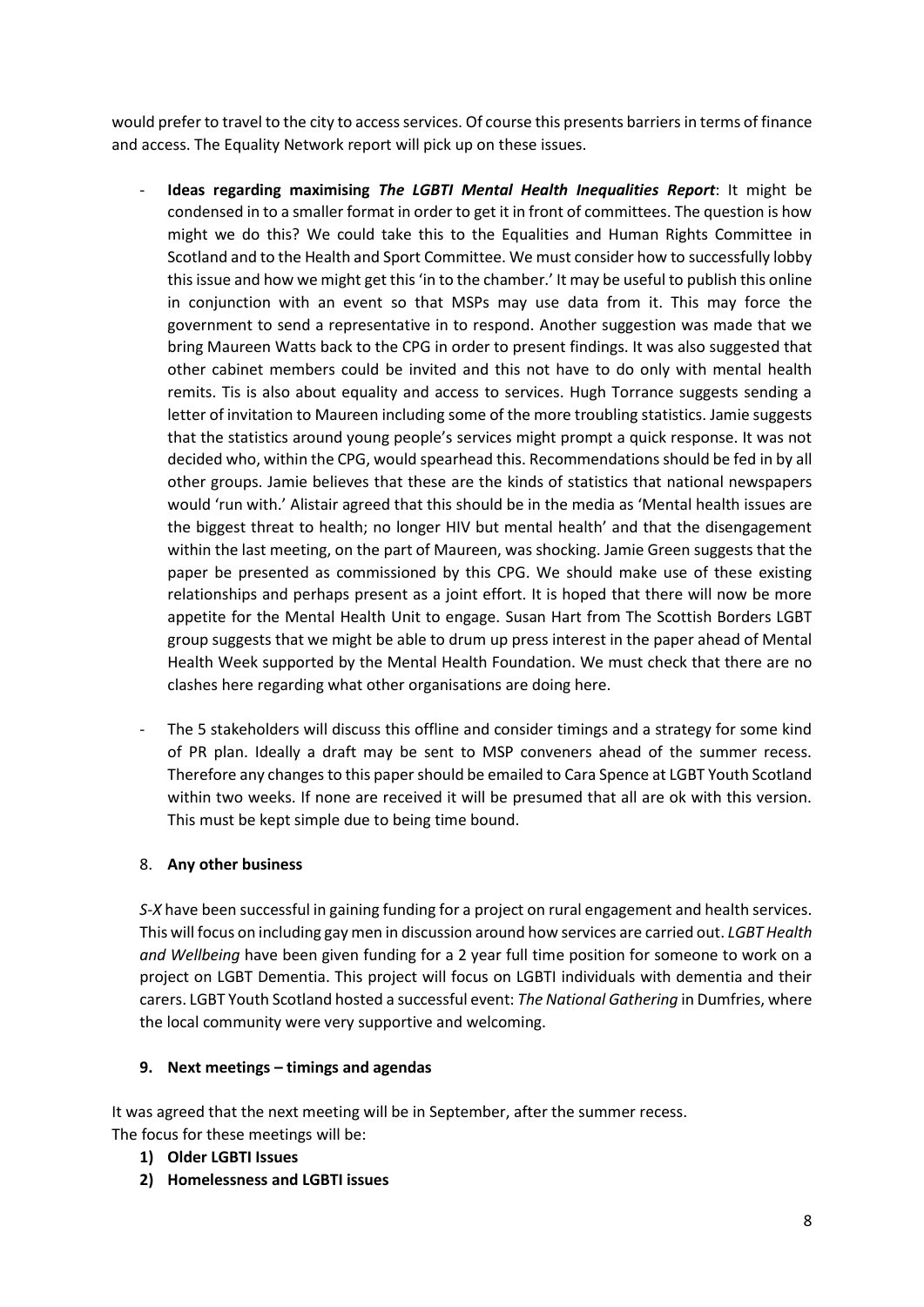would prefer to travel to the city to access services. Of course this presents barriers in terms of finance and access. The Equality Network report will pick up on these issues.

- **Ideas regarding maximising *The LGBTI Mental Health Inequalities Report***: It might be condensed in to a smaller format in order to get it in front of committees. The question is how might we do this? We could take this to the Equalities and Human Rights Committee in Scotland and to the Health and Sport Committee. We must consider how to successfully lobby this issue and how we might get this 'in to the chamber.' It may be useful to publish this online in conjunction with an event so that MSPs may use data from it. This may force the government to send a representative in to respond. Another suggestion was made that we bring Maureen Watts back to the CPG in order to present findings. It was also suggested that other cabinet members could be invited and this not have to do only with mental health remits. Tis is also about equality and access to services. Hugh Torrance suggests sending a letter of invitation to Maureen including some of the more troubling statistics. Jamie suggests that the statistics around young people's services might prompt a quick response. It was not decided who, within the CPG, would spearhead this. Recommendations should be fed in by all other groups. Jamie believes that these are the kinds of statistics that national newspapers would 'run with.' Alistair agreed that this should be in the media as 'Mental health issues are the biggest threat to health; no longer HIV but mental health' and that the disengagement within the last meeting, on the part of Maureen, was shocking. Jamie Green suggests that the paper be presented as commissioned by this CPG. We should make use of these existing relationships and perhaps present as a joint effort. It is hoped that there will now be more appetite for the Mental Health Unit to engage. Susan Hart from The Scottish Borders LGBT group suggests that we might be able to drum up press interest in the paper ahead of Mental Health Week supported by the Mental Health Foundation. We must check that there are no clashes here regarding what other organisations are doing here.

- The 5 stakeholders will discuss this offline and consider timings and a strategy for some kind of PR plan. Ideally a draft may be sent to MSP conveners ahead of the summer recess. Therefore any changes to this paper should be emailed to Cara Spence at LGBT Youth Scotland within two weeks. If none are received it will be presumed that all are ok with this version. This must be kept simple due to being time bound.

8. **Any other business**

*S-X* have been successful in gaining funding for a project on rural engagement and health services. This will focus on including gay men in discussion around how services are carried out. *LGBT Health and Wellbeing* have been given funding for a 2 year full time position for someone to work on a project on LGBT Dementia. This project will focus on LGBTI individuals with dementia and their carers. LGBT Youth Scotland hosted a successful event: *The National Gathering* in Dumfries, where the local community were very supportive and welcoming.

9. **Next meetings – timings and agendas**

It was agreed that the next meeting will be in September, after the summer recess.
The focus for these meetings will be:

1) **Older LGBTI Issues**
2) **Homelessness and LGBTI issues**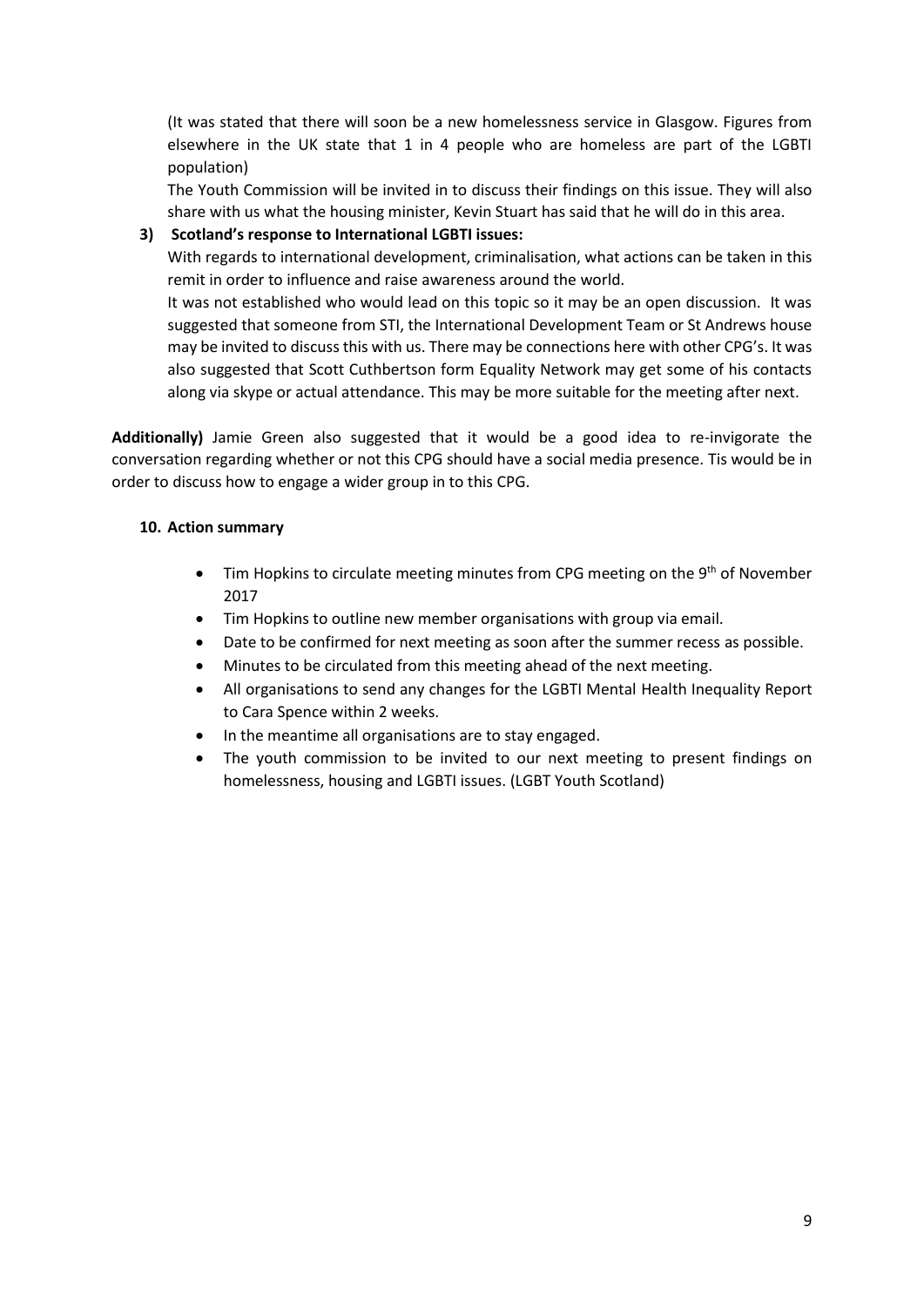(It was stated that there will soon be a new homelessness service in Glasgow. Figures from elsewhere in the UK state that 1 in 4 people who are homeless are part of the LGBTI population)

The Youth Commission will be invited in to discuss their findings on this issue. They will also share with us what the housing minister, Kevin Stuart has said that he will do in this area.

3) **Scotland's response to International LGBTI issues:**

With regards to international development, criminalisation, what actions can be taken in this remit in order to influence and raise awareness around the world.

It was not established who would lead on this topic so it may be an open discussion. It was suggested that someone from STI, the International Development Team or St Andrews house may be invited to discuss this with us. There may be connections here with other CPG's. It was also suggested that Scott Cuthbertson form Equality Network may get some of his contacts along via skype or actual attendance. This may be more suitable for the meeting after next.

**Additionally)** Jamie Green also suggested that it would be a good idea to re-invigorate the conversation regarding whether or not this CPG should have a social media presence. Tis would be in order to discuss how to engage a wider group in to this CPG.

**10. Action summary**

- Tim Hopkins to circulate meeting minutes from CPG meeting on the 9th of November 2017
- Tim Hopkins to outline new member organisations with group via email.
- Date to be confirmed for next meeting as soon after the summer recess as possible.
- Minutes to be circulated from this meeting ahead of the next meeting.
- All organisations to send any changes for the LGBTI Mental Health Inequality Report to Cara Spence within 2 weeks.
- In the meantime all organisations are to stay engaged.
- The youth commission to be invited to our next meeting to present findings on homelessness, housing and LGBTI issues. (LGBT Youth Scotland)